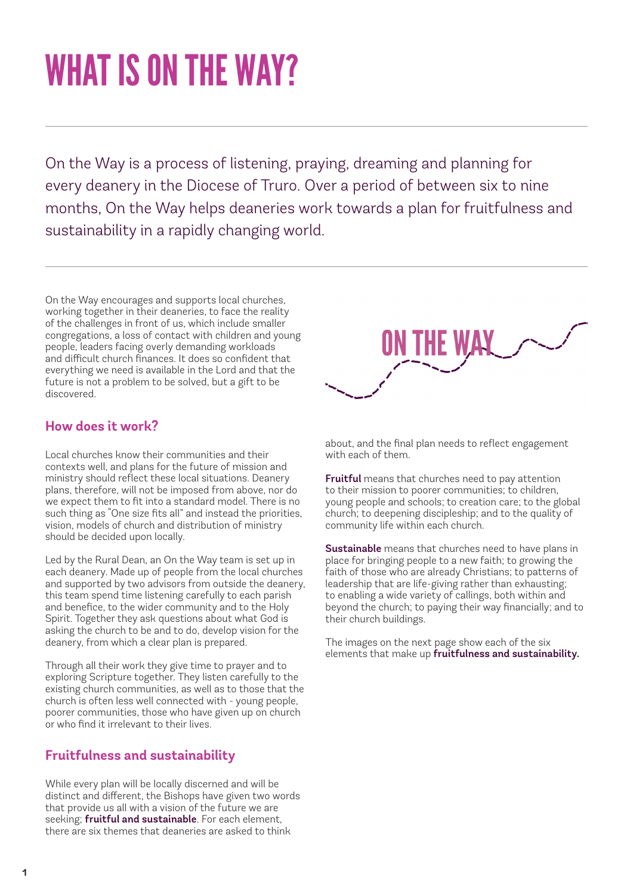# WHAT IS ON THE WAY?

On the Way is a process of listening, praying, dreaming and planning for every deanery in the Diocese of Truro. Over a period of between six to nine months, On the Way helps deaneries work towards a plan for fruitfulness and sustainability in a rapidly changing world.

On the Way encourages and supports local churches, working together in their deaneries, to face the reality of the challenges in front of us, which include smaller congregations, a loss of contact with children and young people, leaders facing overly demanding workloads and difficult church finances. It does so confident that everything we need is available in the Lord and that the future is not a problem to be solved, but a gift to be discovered.

## How does it work?

Local churches know their communities and their contexts well, and plans for the future of mission and ministry should reflect these local situations. Deanery plans, therefore, will not be imposed from above, nor do we expect them to fit into a standard model. There is no such thing as "One size fits all" and instead the priorities, vision, models of church and distribution of ministry should be decided upon locally.

Led by the Rural Dean, an On the Way team is set up in each deanery. Made up of people from the local churches and supported by two advisors from outside the deanery, this team spend time listening carefully to each parish and benefice, to the wider community and to the Holy Spirit. Together they ask questions about what God is asking the church to be and to do, develop vision for the deanery, from which a clear plan is prepared.

Through all their work they give time to prayer and to exploring Scripture together. They listen carefully to the existing church communities, as well as to those that the church is often less well connected with - young people, poorer communities, those who have given up on church or who find it irrelevant to their lives.

## Fruitfulness and sustainability

While every plan will be locally discerned and will be distinct and different, the Bishops have given two words that provide us all with a vision of the future we are seeking; **fruitful and sustainable**. For each element, there are six themes that deaneries are asked to think about, and the final plan needs to reflect engagement with each of them.

**Fruitful** means that churches need to pay attention to their mission to poorer communities; to children, young people and schools; to creation care; to the global church; to deepening discipleship; and to the quality of community life within each church.

**Sustainable** means that churches need to have plans in place for bringing people to a new faith; to growing the faith of those who are already Christians; to patterns of leadership that are life-giving rather than exhausting; to enabling a wide variety of callings, both within and beyond the church; to paying their way financially; and to their church buildings.

The images on the next page show each of the six elements that make up **fruitfulness and sustainability.**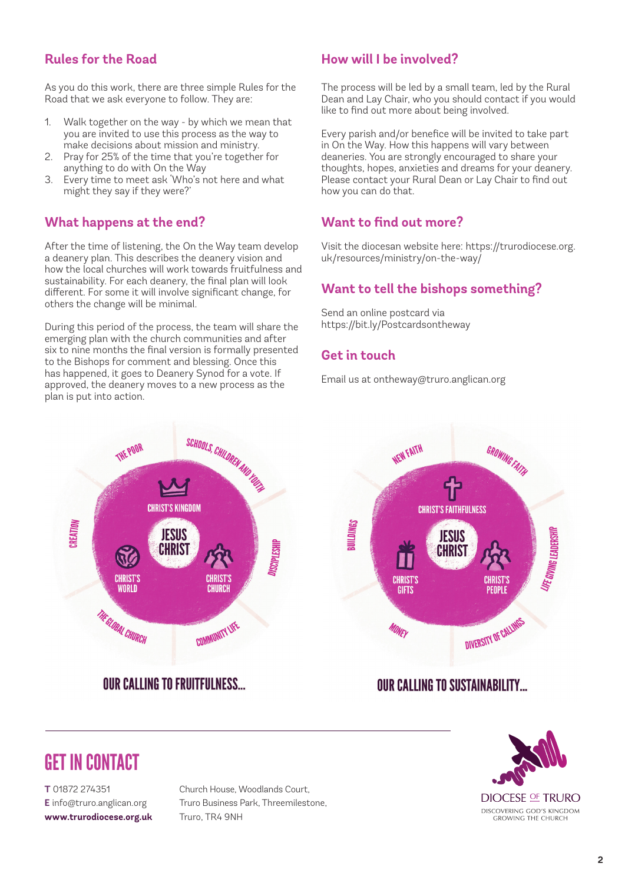## Rules for the Road

As you do this work, there are three simple Rules for the Road that we ask everyone to follow. They are:

1. Walk together on the way - by which we mean that you are invited to use this process as the way to make decisions about mission and ministry.
2. Pray for 25% of the time that you're together for anything to do with On the Way
3. Every time to meet ask 'Who's not here and what might they say if they were?'

## What happens at the end?

After the time of listening, the On the Way team develop a deanery plan. This describes the deanery vision and how the local churches will work towards fruitfulness and sustainability. For each deanery, the final plan will look different. For some it will involve significant change, for others the change will be minimal.

During this period of the process, the team will share the emerging plan with the church communities and after six to nine months the final version is formally presented to the Bishops for comment and blessing. Once this has happened, it goes to Deanery Synod for a vote. If approved, the deanery moves to a new process as the plan is put into action.

## How will I be involved?

The process will be led by a small team, led by the Rural Dean and Lay Chair, who you should contact if you would like to find out more about being involved.

Every parish and/or benefice will be invited to take part in On the Way. How this happens will vary between deaneries. You are strongly encouraged to share your thoughts, hopes, anxieties and dreams for your deanery. Please contact your Rural Dean or Lay Chair to find out how you can do that.

## Want to find out more?

Visit the diocesan website here: https://trurodiocese.org.uk/resources/ministry/on-the-way/

## Want to tell the bishops something?

Send an online postcard via https://bit.ly/Postcardsontheway

## Get in touch

Email us at ontheway@truro.anglican.org

THE POOR
SCHOOLS, CHILDREN AND YOUTH
CHRIST'S KINGDOM
CREATION
JESUS CHRIST
CHRIST'S WORLD
CHRIST'S CHURCH
DISCIPLESHIP
THE GLOBAL CHURCH
COMMUNITY LIFE

OUR CALLING TO FRUITFULNESS...

NEW FAITH
GROWING FAITH
CHRIST'S FAITHFULNESS
BUILDINGS
JESUS CHRIST
CHRIST'S GIFTS
CHRIST'S PEOPLE
LIFE GIVING LEADERSHIP
MONEY
DIVERSITY OF CALLINGS

OUR CALLING TO SUSTAINABILITY...

# GET IN CONTACT

**T** 01872 274351
**E** info@truro.anglican.org
**www.trurodiocese.org.uk**

Church House, Woodlands Court,
Truro Business Park, Threemilestone,
Truro, TR4 9NH

DIOCESE OF TRURO
DISCOVERING GOD'S KINGDOM
GROWING THE CHURCH